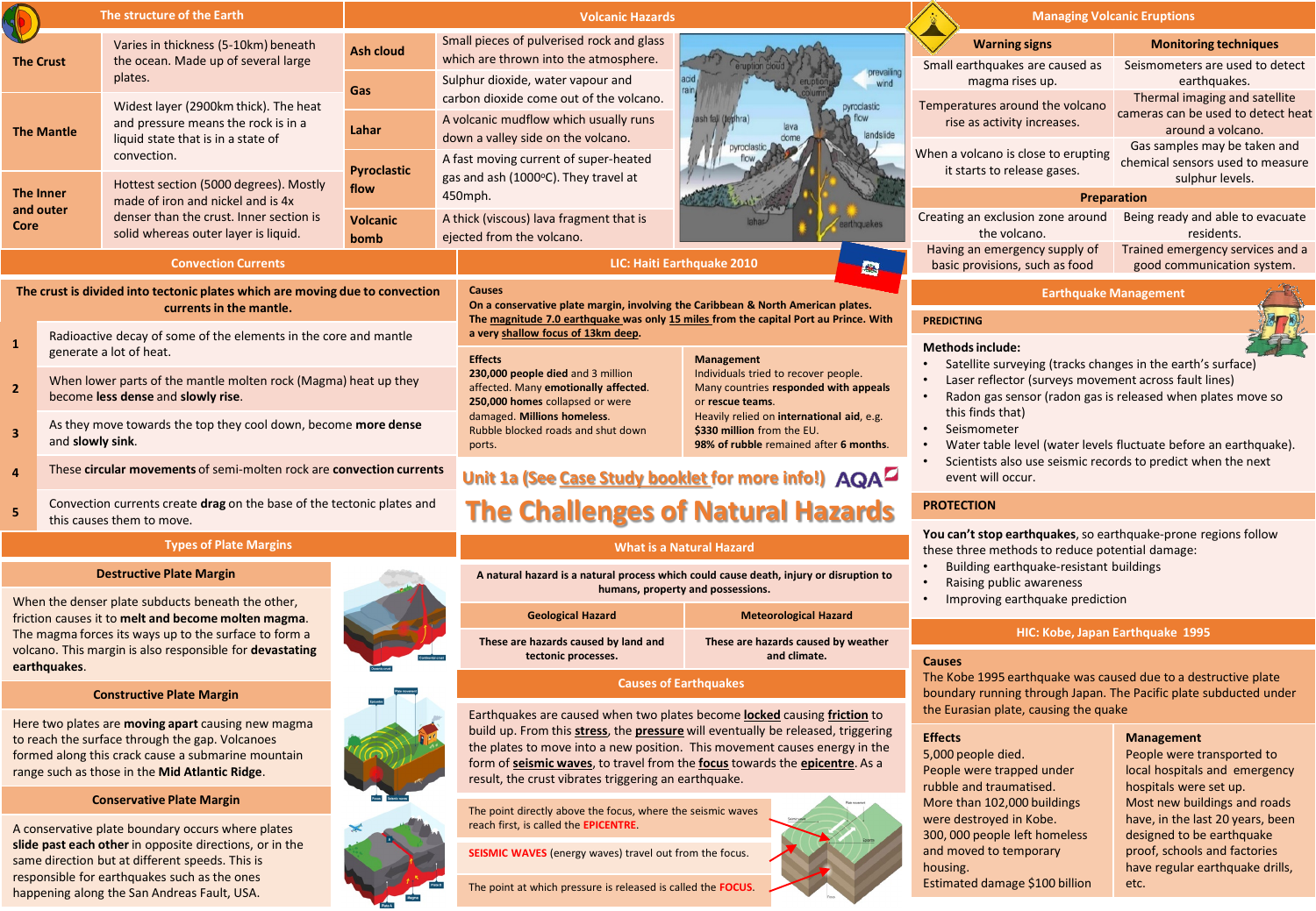# Unit 1a (See Case Study booklet for more info!) AQA

# The Challenges of Natural Hazards

## The structure of the Earth

| | |
|---|---|
| **The Crust** | Varies in thickness (5-10km) beneath the ocean. Made up of several large plates. |
| **The Mantle** | Widest layer (2900km thick). The heat and pressure means the rock is in a liquid state that is in a state of convection. |
| **The Inner and outer Core** | Hottest section (5000 degrees). Mostly made of iron and nickel and is 4x denser than the crust. Inner section is solid whereas outer layer is liquid. |

## Volcanic Hazards

| | |
|---|---|
| **Ash cloud** | Small pieces of pulverised rock and glass which are thrown into the atmosphere. |
| **Gas** | Sulphur dioxide, water vapour and carbon dioxide come out of the volcano. |
| **Lahar** | A volcanic mudflow which usually runs down a valley side on the volcano. |
| **Pyroclastic flow** | A fast moving current of super-heated gas and ash (1000ºC). They travel at 450mph. |
| **Volcanic bomb** | A thick (viscous) lava fragment that is ejected from the volcano. |

## Managing Volcanic Eruptions

| Warning signs | Monitoring techniques |
|---|---|
| Small earthquakes are caused as magma rises up. | Seismometers are used to detect earthquakes. |
| Temperatures around the volcano rise as activity increases. | Thermal imaging and satellite cameras can be used to detect heat around a volcano. |
| When a volcano is close to erupting it starts to release gases. | Gas samples may be taken and chemical sensors used to measure sulphur levels. |

**Preparation**

| | |
|---|---|
| Creating an exclusion zone around the volcano. | Being ready and able to evacuate residents. |
| Having an emergency supply of basic provisions, such as food | Trained emergency services and a good communication system. |

## Convection Currents

**The crust is divided into tectonic plates which are moving due to convection currents in the mantle.**

| | |
|---|---|
| 1 | Radioactive decay of some of the elements in the core and mantle generate a lot of heat. |
| 2 | When lower parts of the mantle molten rock (Magma) heat up they become **less dense** and **slowly rise**. |
| 3 | As they move towards the top they cool down, become **more dense** and **slowly sink**. |
| 4 | These **circular movements** of semi-molten rock are **convection currents** |
| 5 | Convection currents create **drag** on the base of the tectonic plates and this causes them to move. |

## LIC: Haiti Earthquake 2010

**Causes**
**On a conservative plate margin, involving the Caribbean & North American plates. The magnitude 7.0 earthquake was only 15 miles from the capital Port au Prince. With a very shallow focus of 13km deep.**

**Effects**
**230,000 people died** and 3 million affected. Many **emotionally affected**. **250,000 homes** collapsed or were damaged. **Millions homeless.** Rubble blocked roads and shut down ports.

**Management**
Individuals tried to recover people. Many countries **responded with appeals** or **rescue teams**. Heavily relied on **international aid**, e.g. **$330 million** from the EU. **98% of rubble** remained after **6 months**.

## Types of Plate Margins

**Destructive Plate Margin**

When the denser plate subducts beneath the other, friction causes it to **melt and become molten magma**. The magma forces its ways up to the surface to form a volcano. This margin is also responsible for **devastating earthquakes**.

**Constructive Plate Margin**

Here two plates are **moving apart** causing new magma to reach the surface through the gap. Volcanoes formed along this crack cause a submarine mountain range such as those in the **Mid Atlantic Ridge**.

**Conservative Plate Margin**

A conservative plate boundary occurs where plates **slide past each other** in opposite directions, or in the same direction but at different speeds. This is responsible for earthquakes such as the ones happening along the San Andreas Fault, USA.

## What is a Natural Hazard

**A natural hazard is a natural process which could cause death, injury or disruption to humans, property and possessions.**

| Geological Hazard | Meteorological Hazard |
|---|---|
| These are hazards caused by land and tectonic processes. | These are hazards caused by weather and climate. |

## Causes of Earthquakes

Earthquakes are caused when two plates become **locked** causing **friction** to build up. From this **stress**, the **pressure** will eventually be released, triggering the plates to move into a new position. This movement causes energy in the form of **seismic waves**, to travel from the **focus** towards the **epicentre**. As a result, the crust vibrates triggering an earthquake.

The point directly above the focus, where the seismic waves reach first, is called the EPICENTRE.

SEISMIC WAVES (energy waves) travel out from the focus.

The point at which pressure is released is called the FOCUS.

## Earthquake Management

**PREDICTING**

**Methods include:**

- Satellite surveying (tracks changes in the earth's surface)
- Laser reflector (surveys movement across fault lines)
- Radon gas sensor (radon gas is released when plates move so this finds that)
- Seismometer
- Water table level (water levels fluctuate before an earthquake).
- Scientists also use seismic records to predict when the next event will occur.

**PROTECTION**

**You can't stop earthquakes**, so earthquake-prone regions follow these three methods to reduce potential damage:

- Building earthquake-resistant buildings
- Raising public awareness
- Improving earthquake prediction

## HIC: Kobe, Japan Earthquake 1995

**Causes**
The Kobe 1995 earthquake was caused due to a destructive plate boundary running through Japan. The Pacific plate subducted under the Eurasian plate, causing the quake

**Effects**
5,000 people died.
People were trapped under rubble and traumatised.
More than 102,000 buildings were destroyed in Kobe.
300, 000 people left homeless and moved to temporary housing.
Estimated damage $100 billion

**Management**
People were transported to local hospitals and emergency hospitals were set up.
Most new buildings and roads have, in the last 20 years, been designed to be earthquake proof, schools and factories have regular earthquake drills, etc.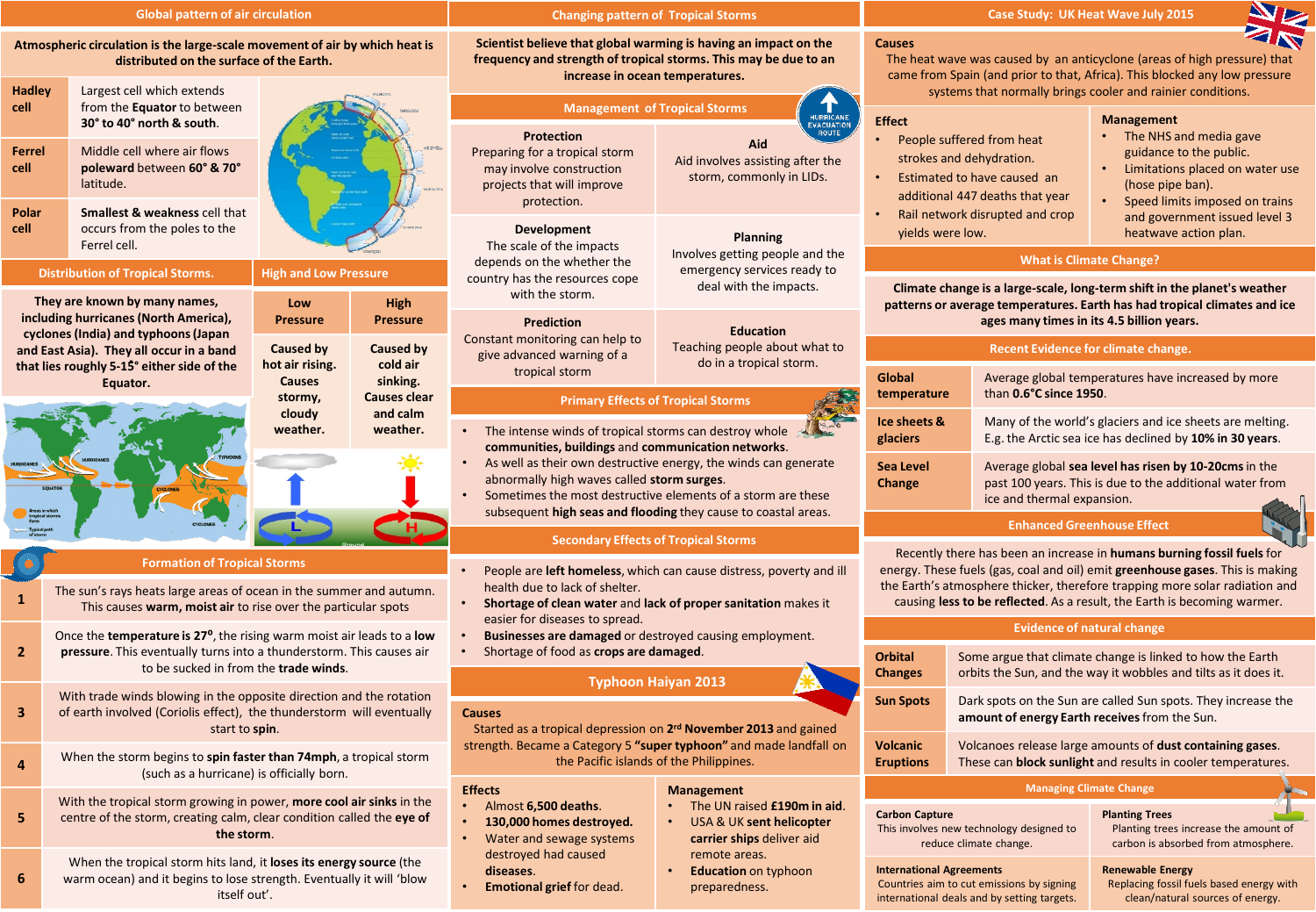## Global pattern of air circulation

**Atmospheric circulation is the large-scale movement of air by which heat is distributed on the surface of the Earth.**

| | |
|---|---|
| **Hadley cell** | Largest cell which extends from the **Equator** to between **30° to 40° north & south.** |
| **Ferrel cell** | Middle cell where air flows **poleward** between **60° & 70°** latitude. |
| **Polar cell** | **Smallest & weakness** cell that occurs from the poles to the Ferrel cell. |

## Distribution of Tropical Storms.

**They are known by many names, including hurricanes (North America), cyclones (India) and typhoons (Japan and East Asia). They all occur in a band that lies roughly 5-15° either side of the Equator.**

HURRICANES
HURRICANES
TYPHOONS
EQUATOR
CYCLONES
CYCLONES
Areas in which tropical storms form
Typical path of storm

## High and Low Pressure

| Low Pressure | High Pressure |
|---|---|
| **Caused by hot air rising. Causes stormy, cloudy weather.** | **Caused by cold air sinking. Causes clear and calm weather.** |

L
H

## Formation of Tropical Storms

| | |
|---|---|
| **1** | The sun's rays heats large areas of ocean in the summer and autumn. This causes **warm, moist air** to rise over the particular spots |
| **2** | Once the **temperature is 27°**, the rising warm moist air leads to a **low pressure**. This eventually turns into a thunderstorm. This causes air to be sucked in from the **trade winds**. |
| **3** | With trade winds blowing in the opposite direction and the rotation of earth involved (Coriolis effect), the thunderstorm will eventually start to **spin**. |
| **4** | When the storm begins to **spin faster than 74mph**, a tropical storm (such as a hurricane) is officially born. |
| **5** | With the tropical storm growing in power, **more cool air sinks** in the centre of the storm, creating calm, clear condition called the **eye of the storm**. |
| **6** | When the tropical storm hits land, it **loses its energy source** (the warm ocean) and it begins to lose strength. Eventually it will 'blow itself out'. |

## Changing pattern of Tropical Storms

**Scientist believe that global warming is having an impact on the frequency and strength of tropical storms. This may be due to an increase in ocean temperatures.**

## Management of Tropical Storms

**Protection**
Preparing for a tropical storm may involve construction projects that will improve protection.

**Aid**
Aid involves assisting after the storm, commonly in LIDs.

**Development**
The scale of the impacts depends on the whether the country has the resources cope with the storm.

**Planning**
Involves getting people and the emergency services ready to deal with the impacts.

**Prediction**
Constant monitoring can help to give advanced warning of a tropical storm

**Education**
Teaching people about what to do in a tropical storm.

## Primary Effects of Tropical Storms

- The intense winds of tropical storms can destroy whole **communities, buildings** and **communication networks.**
- As well as their own destructive energy, the winds can generate abnormally high waves called **storm surges**.
- Sometimes the most destructive elements of a storm are these subsequent **high seas and flooding** they cause to coastal areas.

## Secondary Effects of Tropical Storms

- People are **left homeless**, which can cause distress, poverty and ill health due to lack of shelter.
- **Shortage of clean water** and **lack of proper sanitation** makes it easier for diseases to spread.
- **Businesses are damaged** or destroyed causing employment.
- Shortage of food as **crops are damaged**.

## Typhoon Haiyan 2013

**Causes**
Started as a tropical depression on **2nd November 2013** and gained strength. Became a Category 5 **"super typhoon"** and made landfall on the Pacific islands of the Philippines.

**Effects**
- Almost **6,500 deaths**.
- **130,000 homes destroyed.**
- Water and sewage systems destroyed had caused **diseases.**
- **Emotional grief** for dead.

**Management**
- The UN raised **£190m in aid**.
- USA & UK **sent helicopter carrier ships** deliver aid remote areas.
- **Education** on typhoon preparedness.

## Case Study: UK Heat Wave July 2015

**Causes**
The heat wave was caused by an anticyclone (areas of high pressure) that came from Spain (and prior to that, Africa). This blocked any low pressure systems that normally brings cooler and rainier conditions.

**Effect**
- People suffered from heat strokes and dehydration.
- Estimated to have caused an additional 447 deaths that year
- Rail network disrupted and crop yields were low.

**Management**
- The NHS and media gave guidance to the public.
- Limitations placed on water use (hose pipe ban).
- Speed limits imposed on trains and government issued level 3 heatwave action plan.

## What is Climate Change?

**Climate change is a large-scale, long-term shift in the planet's weather patterns or average temperatures. Earth has had tropical climates and ice ages many times in its 4.5 billion years.**

## Recent Evidence for climate change.

| | |
|---|---|
| **Global temperature** | Average global temperatures have increased by more than **0.6°C since 1950**. |
| **Ice sheets & glaciers** | Many of the world's glaciers and ice sheets are melting. E.g. the Arctic sea ice has declined by **10% in 30 years**. |
| **Sea Level Change** | Average global **sea level has risen by 10-20cms** in the past 100 years. This is due to the additional water from ice and thermal expansion. |

## Enhanced Greenhouse Effect

Recently there has been an increase in **humans burning fossil fuels** for energy. These fuels (gas, coal and oil) emit **greenhouse gases**. This is making the Earth's atmosphere thicker, therefore trapping more solar radiation and causing **less to be reflected**. As a result, the Earth is becoming warmer.

## Evidence of natural change

| | |
|---|---|
| **Orbital Changes** | Some argue that climate change is linked to how the Earth orbits the Sun, and the way it wobbles and tilts as it does it. |
| **Sun Spots** | Dark spots on the Sun are called Sun spots. They increase the **amount of energy Earth receives** from the Sun. |
| **Volcanic Eruptions** | Volcanoes release large amounts of **dust containing gases**. These can **block sunlight** and results in cooler temperatures. |

## Managing Climate Change

**Carbon Capture**
This involves new technology designed to reduce climate change.

**Planting Trees**
Planting trees increase the amount of carbon is absorbed from atmosphere.

**International Agreements**
Countries aim to cut emissions by signing international deals and by setting targets.

**Renewable Energy**
Replacing fossil fuels based energy with clean/natural sources of energy.